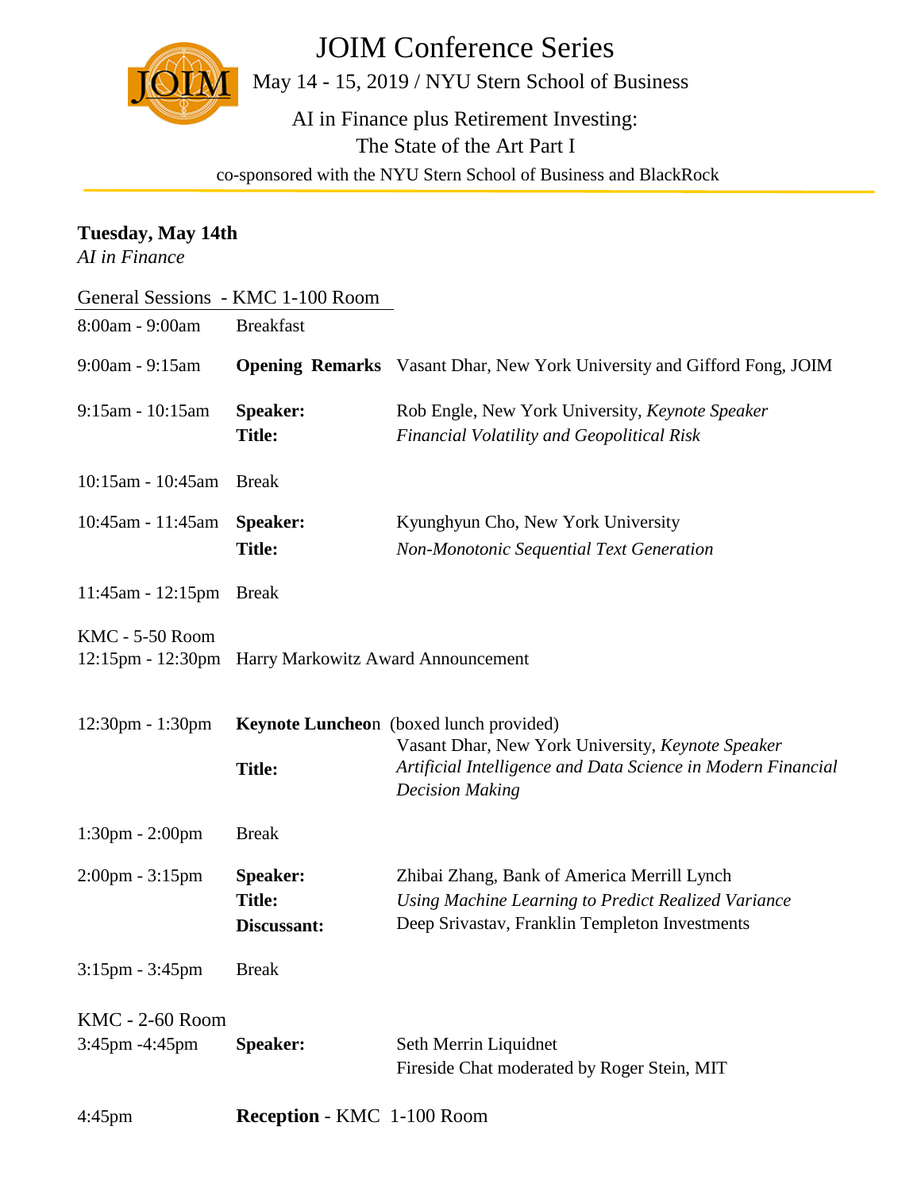# JOIM Conference Series

May 14 - 15, 2019 / NYU Stern School of Business

## AI in Finance plus Retirement Investing: The State of the Art Part I

co-sponsored with the NYU Stern School of Business and BlackRock

---

**Tuesday, May 14th**
*AI in Finance*

General Sessions - KMC 1-100 Room

8:00am - 9:00am Breakfast

9:00am - 9:15am **Opening Remarks** Vasant Dhar, New York University and Gifford Fong, JOIM

9:15am - 10:15am
**Speaker:** Rob Engle, New York University, *Keynote Speaker*
**Title:** *Financial Volatility and Geopolitical Risk*

10:15am - 10:45am Break

10:45am - 11:45am
**Speaker:** Kyunghyun Cho, New York University
**Title:** *Non-Monotonic Sequential Text Generation*

11:45am - 12:15pm Break

KMC - 5-50 Room
12:15pm - 12:30pm Harry Markowitz Award Announcement

12:30pm - 1:30pm **Keynote Luncheon** (boxed lunch provided)
Vasant Dhar, New York University, *Keynote Speaker*
**Title:** *Artificial Intelligence and Data Science in Modern Financial Decision Making*

1:30pm - 2:00pm Break

2:00pm - 3:15pm
**Speaker:** Zhibai Zhang, Bank of America Merrill Lynch
**Title:** *Using Machine Learning to Predict Realized Variance*
**Discussant:** Deep Srivastav, Franklin Templeton Investments

3:15pm - 3:45pm Break

KMC - 2-60 Room
3:45pm -4:45pm
**Speaker:** Seth Merrin Liquidnet
Fireside Chat moderated by Roger Stein, MIT

4:45pm **Reception** - KMC 1-100 Room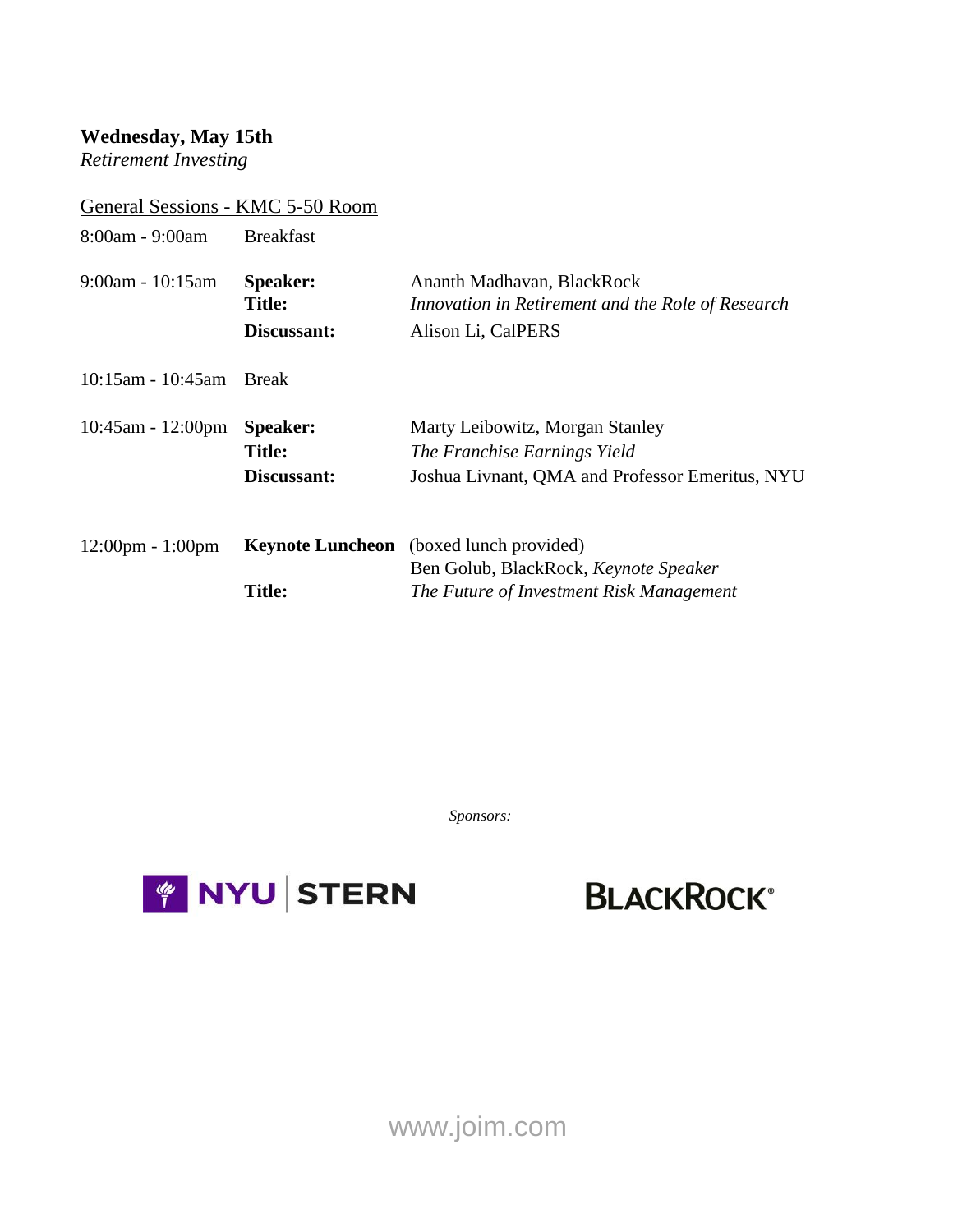**Wednesday, May 15th**
*Retirement Investing*

General Sessions - KMC 5-50 Room

| | | |
|---|---|---|
| 8:00am - 9:00am | Breakfast | |
| 9:00am - 10:15am | **Speaker:** | Ananth Madhavan, BlackRock |
| | **Title:** | *Innovation in Retirement and the Role of Research* |
| | **Discussant:** | Alison Li, CalPERS |
| 10:15am - 10:45am | Break | |
| 10:45am - 12:00pm | **Speaker:** | Marty Leibowitz, Morgan Stanley |
| | **Title:** | *The Franchise Earnings Yield* |
| | **Discussant:** | Joshua Livnant, QMA and Professor Emeritus, NYU |
| 12:00pm - 1:00pm | **Keynote Luncheon** | (boxed lunch provided) |
| | | Ben Golub, BlackRock, *Keynote Speaker* |
| | **Title:** | *The Future of Investment Risk Management* |

*Sponsors:*

NYU STERN

BLACKROCK®

www.joim.com